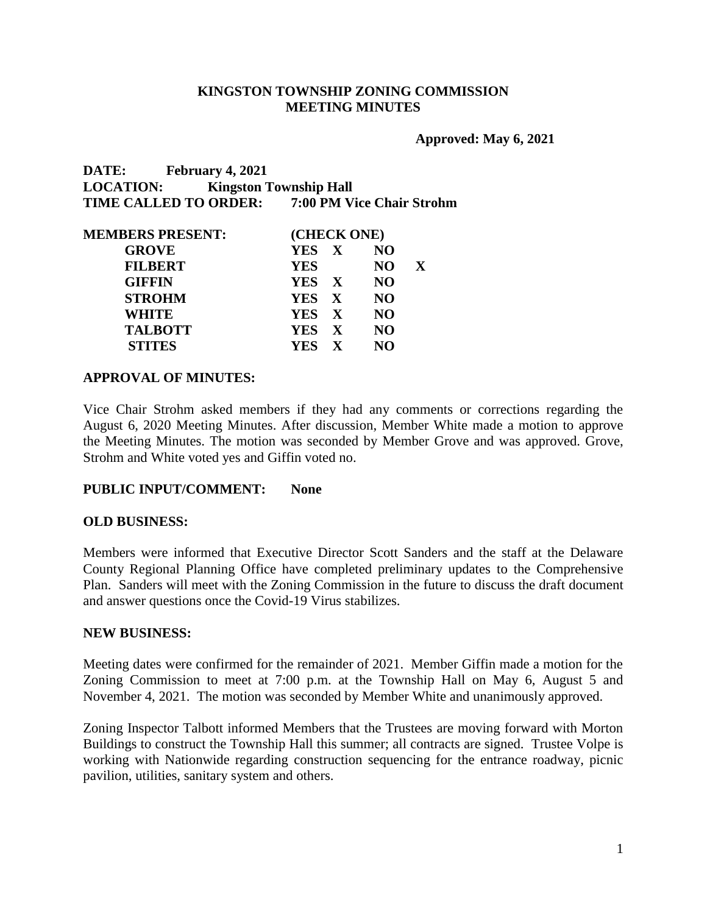**KINGSTON TOWNSHIP ZONING COMMISSION**
**MEETING MINUTES**

**Approved: May 6, 2021**

**DATE:** **February 4, 2021**
**LOCATION:** **Kingston Township Hall**
**TIME CALLED TO ORDER:** **7:00 PM Vice Chair Strohm**

| MEMBERS PRESENT: | (CHECK ONE) | | | |
|---|---|---|---|---|
| GROVE | YES | X | NO | |
| FILBERT | YES | | NO | X |
| GIFFIN | YES | X | NO | |
| STROHM | YES | X | NO | |
| WHITE | YES | X | NO | |
| TALBOTT | YES | X | NO | |
| STITES | YES | X | NO | |

**APPROVAL OF MINUTES:**

Vice Chair Strohm asked members if they had any comments or corrections regarding the August 6, 2020 Meeting Minutes. After discussion, Member White made a motion to approve the Meeting Minutes. The motion was seconded by Member Grove and was approved. Grove, Strohm and White voted yes and Giffin voted no.

**PUBLIC INPUT/COMMENT:** **None**

**OLD BUSINESS:**

Members were informed that Executive Director Scott Sanders and the staff at the Delaware County Regional Planning Office have completed preliminary updates to the Comprehensive Plan. Sanders will meet with the Zoning Commission in the future to discuss the draft document and answer questions once the Covid-19 Virus stabilizes.

**NEW BUSINESS:**

Meeting dates were confirmed for the remainder of 2021. Member Giffin made a motion for the Zoning Commission to meet at 7:00 p.m. at the Township Hall on May 6, August 5 and November 4, 2021. The motion was seconded by Member White and unanimously approved.

Zoning Inspector Talbott informed Members that the Trustees are moving forward with Morton Buildings to construct the Township Hall this summer; all contracts are signed. Trustee Volpe is working with Nationwide regarding construction sequencing for the entrance roadway, picnic pavilion, utilities, sanitary system and others.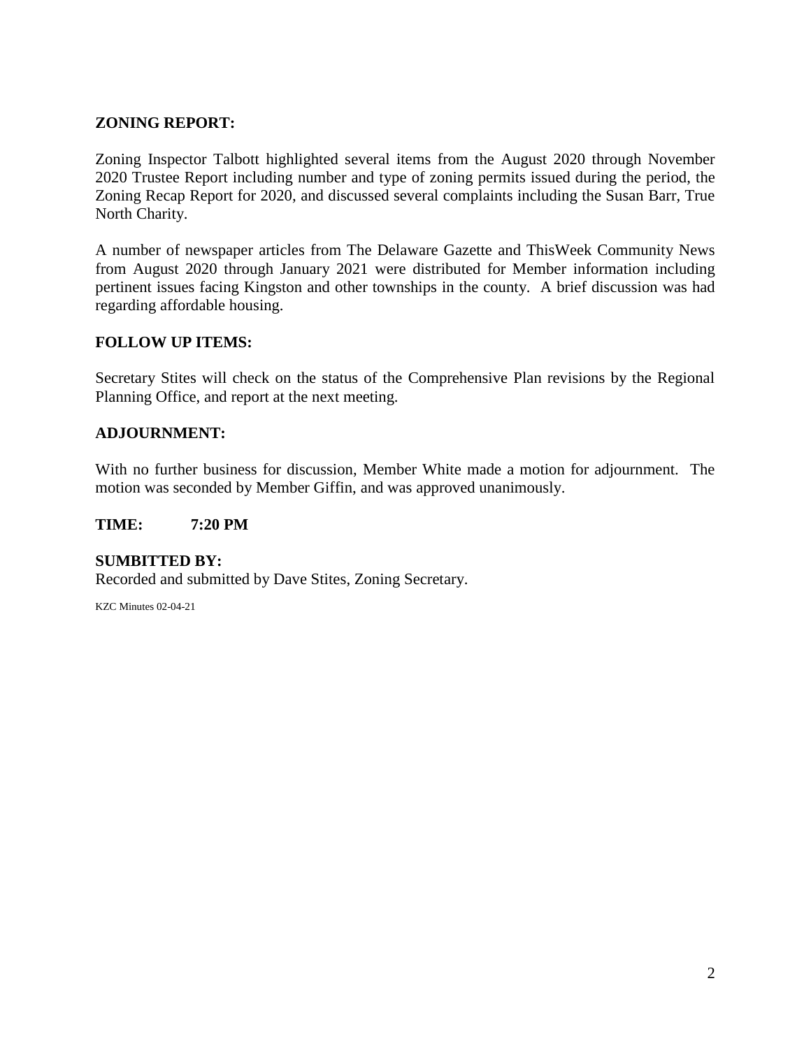**ZONING REPORT:**

Zoning Inspector Talbott highlighted several items from the August 2020 through November 2020 Trustee Report including number and type of zoning permits issued during the period, the Zoning Recap Report for 2020, and discussed several complaints including the Susan Barr, True North Charity.

A number of newspaper articles from The Delaware Gazette and ThisWeek Community News from August 2020 through January 2021 were distributed for Member information including pertinent issues facing Kingston and other townships in the county. A brief discussion was had regarding affordable housing.

**FOLLOW UP ITEMS:**

Secretary Stites will check on the status of the Comprehensive Plan revisions by the Regional Planning Office, and report at the next meeting.

**ADJOURNMENT:**

With no further business for discussion, Member White made a motion for adjournment. The motion was seconded by Member Giffin, and was approved unanimously.

**TIME: 7:20 PM**

**SUMBITTED BY:**
Recorded and submitted by Dave Stites, Zoning Secretary.

KZC Minutes 02-04-21